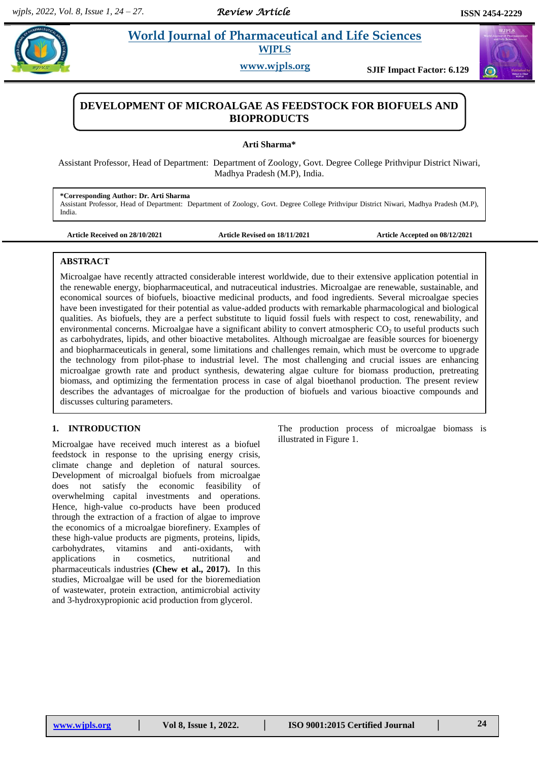# DEVELOPMENT OF MICROALGAE AS FEEDSTOCK FOR BIOFUELS AND BIOPRODUCTS

**Arti Sharma***

Assistant Professor, Head of Department: Department of Zoology, Govt. Degree College Prithvipur District Niwari, Madhya Pradesh (M.P), India.

**\*Corresponding Author: Dr. Arti Sharma**
Assistant Professor, Head of Department: Department of Zoology, Govt. Degree College Prithvipur District Niwari, Madhya Pradesh (M.P), India.

**Article Received on 28/10/2021** | **Article Revised on 18/11/2021** | **Article Accepted on 08/12/2021**

## ABSTRACT

Microalgae have recently attracted considerable interest worldwide, due to their extensive application potential in the renewable energy, biopharmaceutical, and nutraceutical industries. Microalgae are renewable, sustainable, and economical sources of biofuels, bioactive medicinal products, and food ingredients. Several microalgae species have been investigated for their potential as value-added products with remarkable pharmacological and biological qualities. As biofuels, they are a perfect substitute to liquid fossil fuels with respect to cost, renewability, and environmental concerns. Microalgae have a significant ability to convert atmospheric $CO_2$ to useful products such as carbohydrates, lipids, and other bioactive metabolites. Although microalgae are feasible sources for bioenergy and biopharmaceuticals in general, some limitations and challenges remain, which must be overcome to upgrade the technology from pilot-phase to industrial level. The most challenging and crucial issues are enhancing microalgae growth rate and product synthesis, dewatering algae culture for biomass production, pretreating biomass, and optimizing the fermentation process in case of algal bioethanol production. The present review describes the advantages of microalgae for the production of biofuels and various bioactive compounds and discusses culturing parameters.

## 1. INTRODUCTION

Microalgae have received much interest as a biofuel feedstock in response to the uprising energy crisis, climate change and depletion of natural sources. Development of microalgal biofuels from microalgae does not satisfy the economic feasibility of overwhelming capital investments and operations. Hence, high-value co-products have been produced through the extraction of a fraction of algae to improve the economics of a microalgae biorefinery. Examples of these high-value products are pigments, proteins, lipids, carbohydrates, vitamins and anti-oxidants, with applications in cosmetics, nutritional and pharmaceuticals industries **(Chew et al., 2017).** In this studies, Microalgae will be used for the bioremediation of wastewater, protein extraction, antimicrobial activity and 3-hydroxypropionic acid production from glycerol.

The production process of microalgae biomass is illustrated in Figure 1.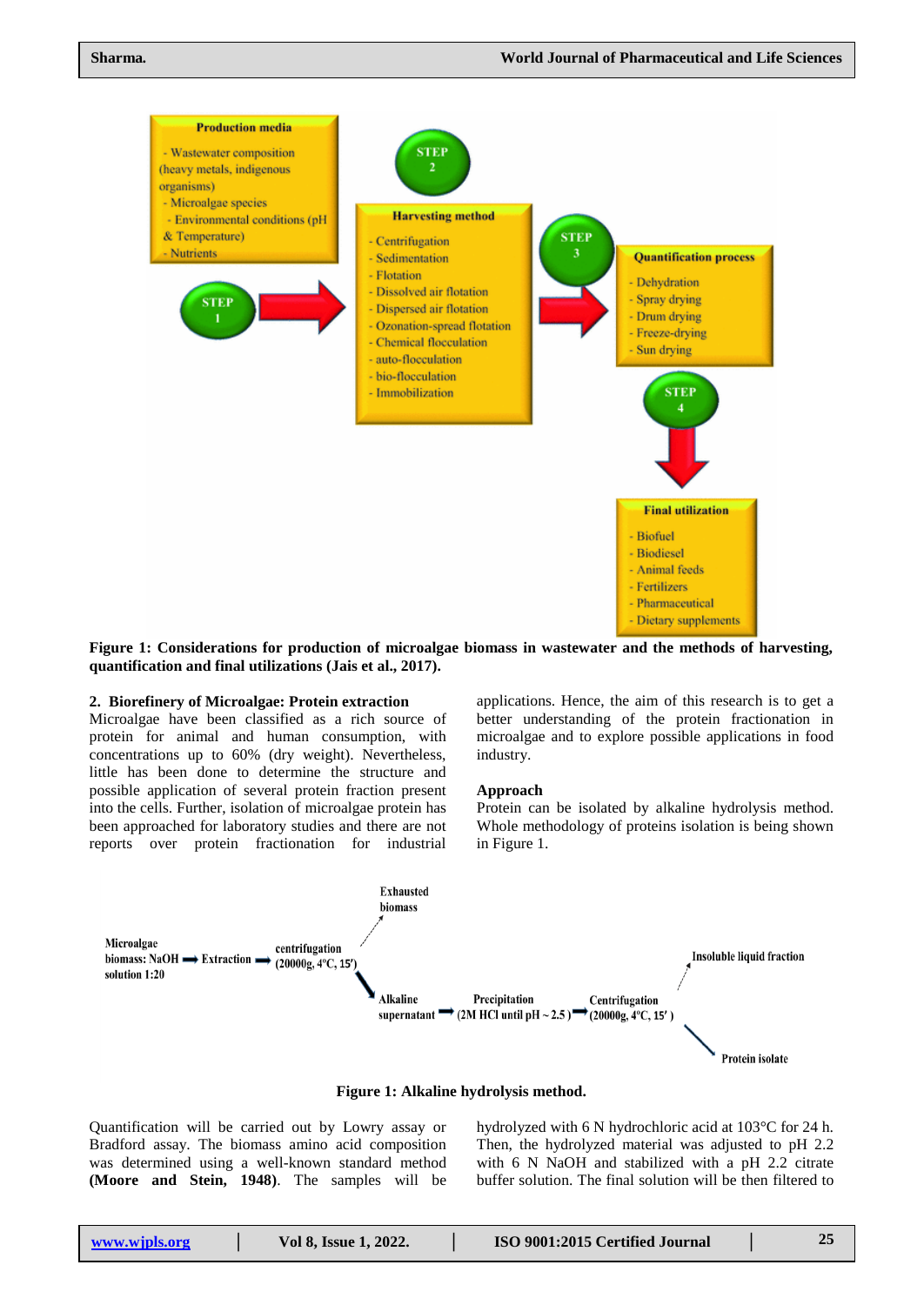Production media

- Wastewater composition (heavy metals, indigenous organisms)
- Microalgae species
- Environmental conditions (pH & Temperature)
- Nutrients

STEP 1

STEP 2

Harvesting method

- Centrifugation
- Sedimentation
- Flotation
- Dissolved air flotation
- Dispersed air flotation
- Ozonation-spread flotation
- Chemical flocculation
- auto-flocculation
- bio-flocculation
- Immobilization

STEP 3

Quantification process

- Dehydration
- Spray drying
- Drum drying
- Freeze-drying
- Sun drying

STEP 4

Final utilization

- Biofuel
- Biodiesel
- Animal feeds
- Fertilizers
- Pharmaceutical
- Dietary supplements

**Figure 1: Considerations for production of microalgae biomass in wastewater and the methods of harvesting, quantification and final utilizations (Jais et al., 2017).**

## 2. Biorefinery of Microalgae: Protein extraction

Microalgae have been classified as a rich source of protein for animal and human consumption, with concentrations up to 60% (dry weight). Nevertheless, little has been done to determine the structure and possible application of several protein fraction present into the cells. Further, isolation of microalgae protein has been approached for laboratory studies and there are not reports over protein fractionation for industrial applications. Hence, the aim of this research is to get a better understanding of the protein fractionation in microalgae and to explore possible applications in food industry.

### Approach

Protein can be isolated by alkaline hydrolysis method. Whole methodology of proteins isolation is being shown in Figure 1.

Microalgae biomass: NaOH solution 1:20 → Extraction → centrifugation (20000g, 4°C, 15′) → Exhausted biomass / Alkaline supernatant → Precipitation (2M HCl until pH ~ 2.5 ) → Centrifugation (20000g, 4°C, 15′ ) → Insoluble liquid fraction / Protein isolate

**Figure 1: Alkaline hydrolysis method.**

Quantification will be carried out by Lowry assay or Bradford assay. The biomass amino acid composition was determined using a well-known standard method **(Moore and Stein, 1948)**. The samples will be hydrolyzed with 6 N hydrochloric acid at 103°C for 24 h. Then, the hydrolyzed material was adjusted to pH 2.2 with 6 N NaOH and stabilized with a pH 2.2 citrate buffer solution. The final solution will be then filtered to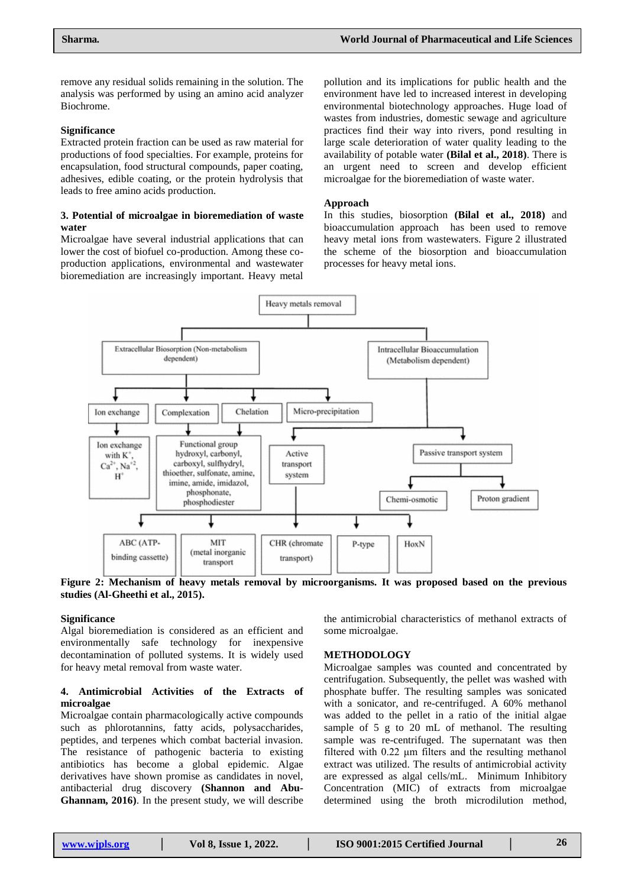remove any residual solids remaining in the solution. The analysis was performed by using an amino acid analyzer Biochrome.

**Significance**

Extracted protein fraction can be used as raw material for productions of food specialties. For example, proteins for encapsulation, food structural compounds, paper coating, adhesives, edible coating, or the protein hydrolysis that leads to free amino acids production.

### 3. Potential of microalgae in bioremediation of waste water

Microalgae have several industrial applications that can lower the cost of biofuel co-production. Among these co-production applications, environmental and wastewater bioremediation are increasingly important. Heavy metal pollution and its implications for public health and the environment have led to increased interest in developing environmental biotechnology approaches. Huge load of wastes from industries, domestic sewage and agriculture practices find their way into rivers, pond resulting in large scale deterioration of water quality leading to the availability of potable water **(Bilal et al., 2018)**. There is an urgent need to screen and develop efficient microalgae for the bioremediation of waste water.

**Approach**

In this studies, biosorption **(Bilal et al., 2018)** and bioaccumulation approach has been used to remove heavy metal ions from wastewaters. Figure 2 illustrated the scheme of the biosorption and bioaccumulation processes for heavy metal ions.

**Figure 2: Mechanism of heavy metals removal by microorganisms. It was proposed based on the previous studies (Al-Gheethi et al., 2015).**

**Significance**

Algal bioremediation is considered as an efficient and environmentally safe technology for inexpensive decontamination of polluted systems. It is widely used for heavy metal removal from waste water.

### 4. Antimicrobial Activities of the Extracts of microalgae

Microalgae contain pharmacologically active compounds such as phlorotannins, fatty acids, polysaccharides, peptides, and terpenes which combat bacterial invasion. The resistance of pathogenic bacteria to existing antibiotics has become a global epidemic. Algae derivatives have shown promise as candidates in novel, antibacterial drug discovery **(Shannon and Abu-Ghannam, 2016)**. In the present study, we will describe the antimicrobial characteristics of methanol extracts of some microalgae.

**METHODOLOGY**

Microalgae samples was counted and concentrated by centrifugation. Subsequently, the pellet was washed with phosphate buffer. The resulting samples was sonicated with a sonicator, and re-centrifuged. A 60% methanol was added to the pellet in a ratio of the initial algae sample of 5 g to 20 mL of methanol. The resulting sample was re-centrifuged. The supernatant was then filtered with 0.22 µm filters and the resulting methanol extract was utilized. The results of antimicrobial activity are expressed as algal cells/mL. Minimum Inhibitory Concentration (MIC) of extracts from microalgae determined using the broth microdilution method,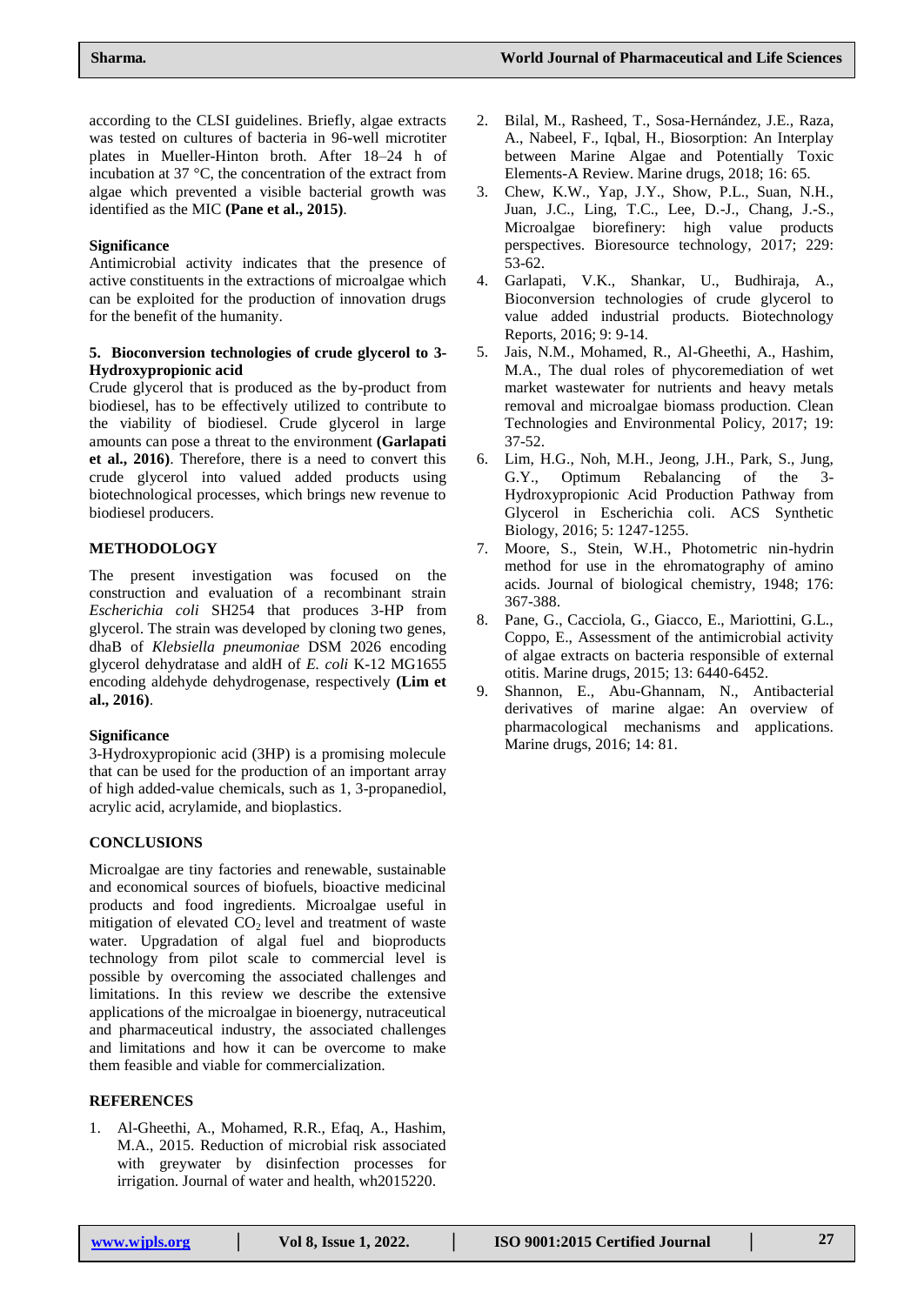according to the CLSI guidelines. Briefly, algae extracts was tested on cultures of bacteria in 96-well microtiter plates in Mueller-Hinton broth. After 18–24 h of incubation at 37 °C, the concentration of the extract from algae which prevented a visible bacterial growth was identified as the MIC **(Pane et al., 2015)**.

**Significance**

Antimicrobial activity indicates that the presence of active constituents in the extractions of microalgae which can be exploited for the production of innovation drugs for the benefit of the humanity.

**5. Bioconversion technologies of crude glycerol to 3-Hydroxypropionic acid**

Crude glycerol that is produced as the by-product from biodiesel, has to be effectively utilized to contribute to the viability of biodiesel. Crude glycerol in large amounts can pose a threat to the environment **(Garlapati et al., 2016)**. Therefore, there is a need to convert this crude glycerol into valued added products using biotechnological processes, which brings new revenue to biodiesel producers.

## METHODOLOGY

The present investigation was focused on the construction and evaluation of a recombinant strain *Escherichia coli* SH254 that produces 3-HP from glycerol. The strain was developed by cloning two genes, dhaB of *Klebsiella pneumoniae* DSM 2026 encoding glycerol dehydratase and aldH of *E. coli* K-12 MG1655 encoding aldehyde dehydrogenase, respectively **(Lim et al., 2016)**.

**Significance**

3-Hydroxypropionic acid (3HP) is a promising molecule that can be used for the production of an important array of high added-value chemicals, such as 1, 3-propanediol, acrylic acid, acrylamide, and bioplastics.

## CONCLUSIONS

Microalgae are tiny factories and renewable, sustainable and economical sources of biofuels, bioactive medicinal products and food ingredients. Microalgae useful in mitigation of elevated $CO_2$ level and treatment of waste water. Upgradation of algal fuel and bioproducts technology from pilot scale to commercial level is possible by overcoming the associated challenges and limitations. In this review we describe the extensive applications of the microalgae in bioenergy, nutraceutical and pharmaceutical industry, the associated challenges and limitations and how it can be overcome to make them feasible and viable for commercialization.

## REFERENCES

1. Al-Gheethi, A., Mohamed, R.R., Efaq, A., Hashim, M.A., 2015. Reduction of microbial risk associated with greywater by disinfection processes for irrigation. Journal of water and health, wh2015220.
2. Bilal, M., Rasheed, T., Sosa-Hernández, J.E., Raza, A., Nabeel, F., Iqbal, H., Biosorption: An Interplay between Marine Algae and Potentially Toxic Elements-A Review. Marine drugs, 2018; 16: 65.
3. Chew, K.W., Yap, J.Y., Show, P.L., Suan, N.H., Juan, J.C., Ling, T.C., Lee, D.-J., Chang, J.-S., Microalgae biorefinery: high value products perspectives. Bioresource technology, 2017; 229: 53-62.
4. Garlapati, V.K., Shankar, U., Budhiraja, A., Bioconversion technologies of crude glycerol to value added industrial products. Biotechnology Reports, 2016; 9: 9-14.
5. Jais, N.M., Mohamed, R., Al-Gheethi, A., Hashim, M.A., The dual roles of phycoremediation of wet market wastewater for nutrients and heavy metals removal and microalgae biomass production. Clean Technologies and Environmental Policy, 2017; 19: 37-52.
6. Lim, H.G., Noh, M.H., Jeong, J.H., Park, S., Jung, G.Y., Optimum Rebalancing of the 3-Hydroxypropionic Acid Production Pathway from Glycerol in Escherichia coli. ACS Synthetic Biology, 2016; 5: 1247-1255.
7. Moore, S., Stein, W.H., Photometric nin-hydrin method for use in the ehromatography of amino acids. Journal of biological chemistry, 1948; 176: 367-388.
8. Pane, G., Cacciola, G., Giacco, E., Mariottini, G.L., Coppo, E., Assessment of the antimicrobial activity of algae extracts on bacteria responsible of external otitis. Marine drugs, 2015; 13: 6440-6452.
9. Shannon, E., Abu-Ghannam, N., Antibacterial derivatives of marine algae: An overview of pharmacological mechanisms and applications. Marine drugs, 2016; 14: 81.